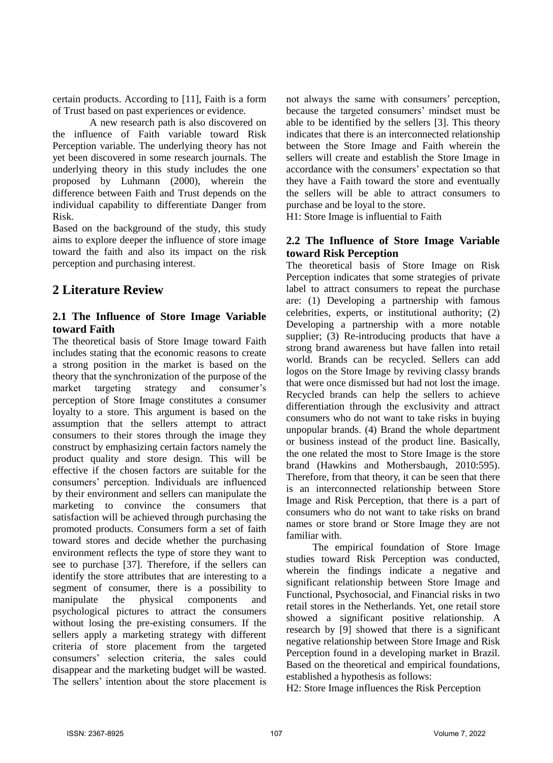certain products. According to [11], Faith is a form of Trust based on past experiences or evidence.

A new research path is also discovered on the influence of Faith variable toward Risk Perception variable. The underlying theory has not yet been discovered in some research journals. The underlying theory in this study includes the one proposed by Luhmann (2000), wherein the difference between Faith and Trust depends on the individual capability to differentiate Danger from Risk.

Based on the background of the study, this study aims to explore deeper the influence of store image toward the faith and also its impact on the risk perception and purchasing interest.

# 2 Literature Review

## 2.1 The Influence of Store Image Variable toward Faith

The theoretical basis of Store Image toward Faith includes stating that the economic reasons to create a strong position in the market is based on the theory that the synchronization of the purpose of the market targeting strategy and consumer's perception of Store Image constitutes a consumer loyalty to a store. This argument is based on the assumption that the sellers attempt to attract consumers to their stores through the image they construct by emphasizing certain factors namely the product quality and store design. This will be effective if the chosen factors are suitable for the consumers' perception. Individuals are influenced by their environment and sellers can manipulate the marketing to convince the consumers that satisfaction will be achieved through purchasing the promoted products. Consumers form a set of faith toward stores and decide whether the purchasing environment reflects the type of store they want to see to purchase [37]. Therefore, if the sellers can identify the store attributes that are interesting to a segment of consumer, there is a possibility to manipulate the physical components and psychological pictures to attract the consumers without losing the pre-existing consumers. If the sellers apply a marketing strategy with different criteria of store placement from the targeted consumers' selection criteria, the sales could disappear and the marketing budget will be wasted. The sellers' intention about the store placement is not always the same with consumers' perception, because the targeted consumers' mindset must be able to be identified by the sellers [3]. This theory indicates that there is an interconnected relationship between the Store Image and Faith wherein the sellers will create and establish the Store Image in accordance with the consumers' expectation so that they have a Faith toward the store and eventually the sellers will be able to attract consumers to purchase and be loyal to the store.

H1: Store Image is influential to Faith

## 2.2 The Influence of Store Image Variable toward Risk Perception

The theoretical basis of Store Image on Risk Perception indicates that some strategies of private label to attract consumers to repeat the purchase are: (1) Developing a partnership with famous celebrities, experts, or institutional authority; (2) Developing a partnership with a more notable supplier; (3) Re-introducing products that have a strong brand awareness but have fallen into retail world. Brands can be recycled. Sellers can add logos on the Store Image by reviving classy brands that were once dismissed but had not lost the image. Recycled brands can help the sellers to achieve differentiation through the exclusivity and attract consumers who do not want to take risks in buying unpopular brands. (4) Brand the whole department or business instead of the product line. Basically, the one related the most to Store Image is the store brand (Hawkins and Mothersbaugh, 2010:595). Therefore, from that theory, it can be seen that there is an interconnected relationship between Store Image and Risk Perception, that there is a part of consumers who do not want to take risks on brand names or store brand or Store Image they are not familiar with.

The empirical foundation of Store Image studies toward Risk Perception was conducted, wherein the findings indicate a negative and significant relationship between Store Image and Functional, Psychosocial, and Financial risks in two retail stores in the Netherlands. Yet, one retail store showed a significant positive relationship. A research by [9] showed that there is a significant negative relationship between Store Image and Risk Perception found in a developing market in Brazil. Based on the theoretical and empirical foundations, established a hypothesis as follows:

H2: Store Image influences the Risk Perception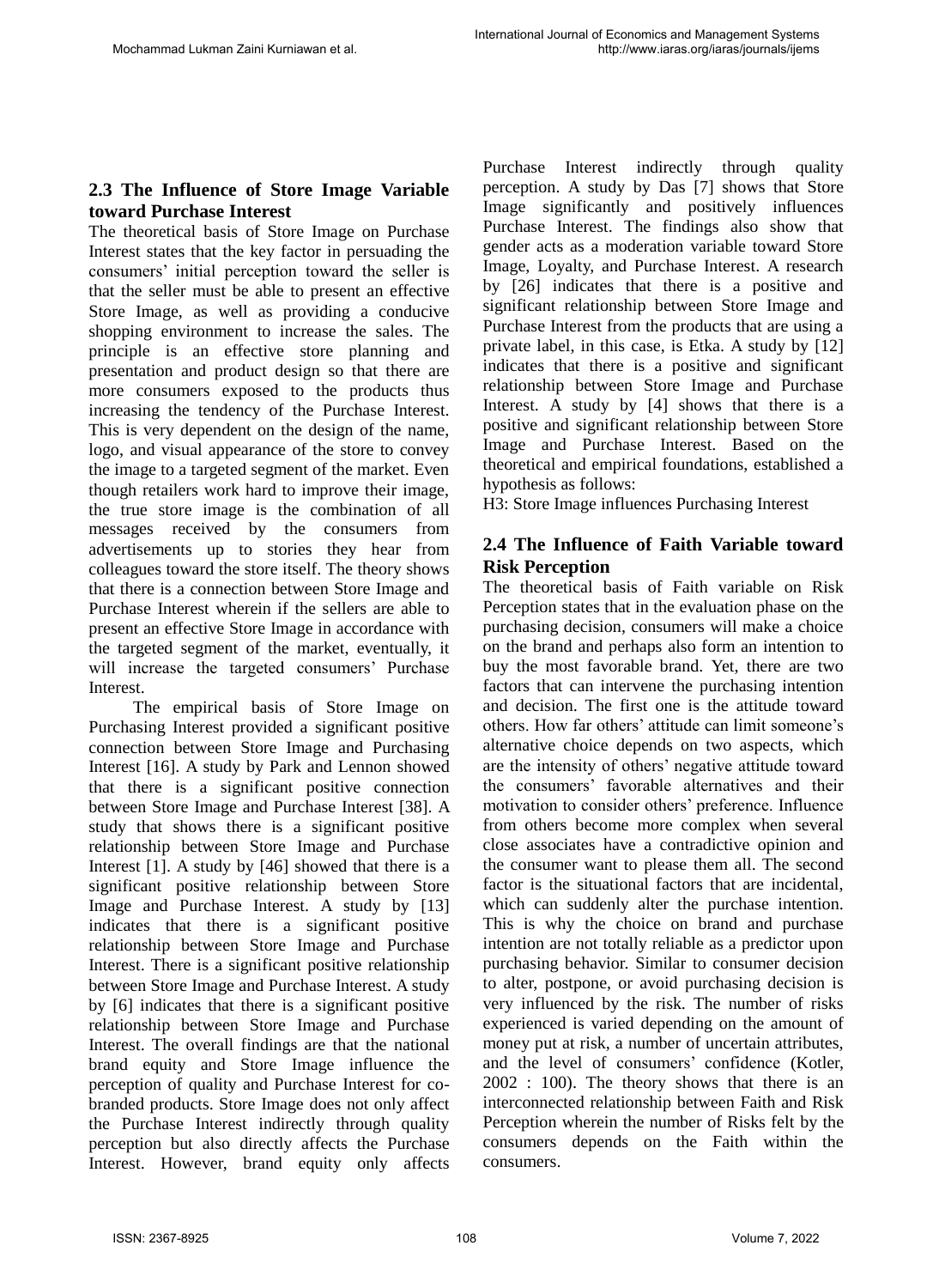## 2.3 The Influence of Store Image Variable toward Purchase Interest

The theoretical basis of Store Image on Purchase Interest states that the key factor in persuading the consumers' initial perception toward the seller is that the seller must be able to present an effective Store Image, as well as providing a conducive shopping environment to increase the sales. The principle is an effective store planning and presentation and product design so that there are more consumers exposed to the products thus increasing the tendency of the Purchase Interest. This is very dependent on the design of the name, logo, and visual appearance of the store to convey the image to a targeted segment of the market. Even though retailers work hard to improve their image, the true store image is the combination of all messages received by the consumers from advertisements up to stories they hear from colleagues toward the store itself. The theory shows that there is a connection between Store Image and Purchase Interest wherein if the sellers are able to present an effective Store Image in accordance with the targeted segment of the market, eventually, it will increase the targeted consumers' Purchase Interest.

The empirical basis of Store Image on Purchasing Interest provided a significant positive connection between Store Image and Purchasing Interest [16]. A study by Park and Lennon showed that there is a significant positive connection between Store Image and Purchase Interest [38]. A study that shows there is a significant positive relationship between Store Image and Purchase Interest [1]. A study by [46] showed that there is a significant positive relationship between Store Image and Purchase Interest. A study by [13] indicates that there is a significant positive relationship between Store Image and Purchase Interest. There is a significant positive relationship between Store Image and Purchase Interest. A study by [6] indicates that there is a significant positive relationship between Store Image and Purchase Interest. The overall findings are that the national brand equity and Store Image influence the perception of quality and Purchase Interest for co-branded products. Store Image does not only affect the Purchase Interest indirectly through quality perception but also directly affects the Purchase Interest. However, brand equity only affects Purchase Interest indirectly through quality perception. A study by Das [7] shows that Store Image significantly and positively influences Purchase Interest. The findings also show that gender acts as a moderation variable toward Store Image, Loyalty, and Purchase Interest. A research by [26] indicates that there is a positive and significant relationship between Store Image and Purchase Interest from the products that are using a private label, in this case, is Etka. A study by [12] indicates that there is a positive and significant relationship between Store Image and Purchase Interest. A study by [4] shows that there is a positive and significant relationship between Store Image and Purchase Interest. Based on the theoretical and empirical foundations, established a hypothesis as follows:

H3: Store Image influences Purchasing Interest

## 2.4 The Influence of Faith Variable toward Risk Perception

The theoretical basis of Faith variable on Risk Perception states that in the evaluation phase on the purchasing decision, consumers will make a choice on the brand and perhaps also form an intention to buy the most favorable brand. Yet, there are two factors that can intervene the purchasing intention and decision. The first one is the attitude toward others. How far others' attitude can limit someone's alternative choice depends on two aspects, which are the intensity of others' negative attitude toward the consumers' favorable alternatives and their motivation to consider others' preference. Influence from others become more complex when several close associates have a contradictive opinion and the consumer want to please them all. The second factor is the situational factors that are incidental, which can suddenly alter the purchase intention. This is why the choice on brand and purchase intention are not totally reliable as a predictor upon purchasing behavior. Similar to consumer decision to alter, postpone, or avoid purchasing decision is very influenced by the risk. The number of risks experienced is varied depending on the amount of money put at risk, a number of uncertain attributes, and the level of consumers' confidence (Kotler, 2002 : 100). The theory shows that there is an interconnected relationship between Faith and Risk Perception wherein the number of Risks felt by the consumers depends on the Faith within the consumers.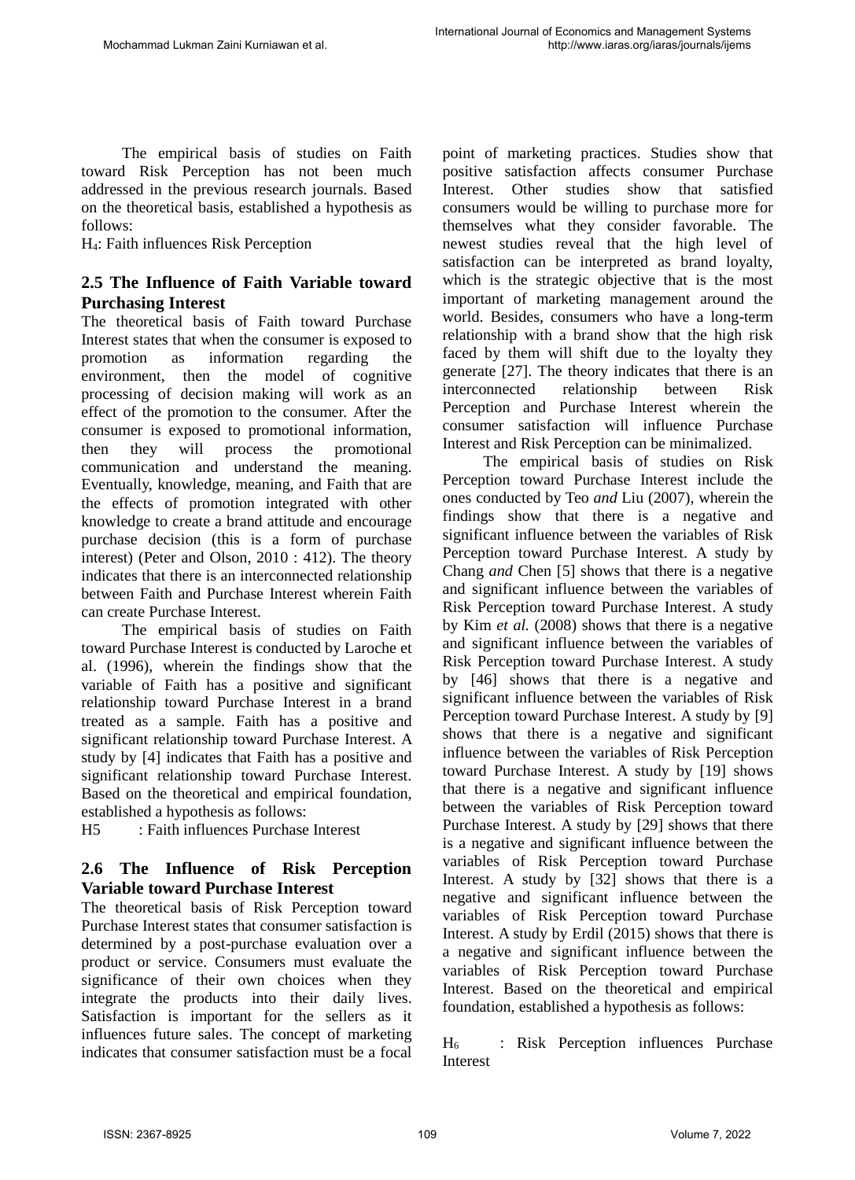The empirical basis of studies on Faith toward Risk Perception has not been much addressed in the previous research journals. Based on the theoretical basis, established a hypothesis as follows:

$H_4$: Faith influences Risk Perception

## 2.5 The Influence of Faith Variable toward Purchasing Interest

The theoretical basis of Faith toward Purchase Interest states that when the consumer is exposed to promotion as information regarding the environment, then the model of cognitive processing of decision making will work as an effect of the promotion to the consumer. After the consumer is exposed to promotional information, then they will process the promotional communication and understand the meaning. Eventually, knowledge, meaning, and Faith that are the effects of promotion integrated with other knowledge to create a brand attitude and encourage purchase decision (this is a form of purchase interest) (Peter and Olson, 2010 : 412). The theory indicates that there is an interconnected relationship between Faith and Purchase Interest wherein Faith can create Purchase Interest.

The empirical basis of studies on Faith toward Purchase Interest is conducted by Laroche et al. (1996), wherein the findings show that the variable of Faith has a positive and significant relationship toward Purchase Interest in a brand treated as a sample. Faith has a positive and significant relationship toward Purchase Interest. A study by [4] indicates that Faith has a positive and significant relationship toward Purchase Interest. Based on the theoretical and empirical foundation, established a hypothesis as follows:

H5 : Faith influences Purchase Interest

## 2.6 The Influence of Risk Perception Variable toward Purchase Interest

The theoretical basis of Risk Perception toward Purchase Interest states that consumer satisfaction is determined by a post-purchase evaluation over a product or service. Consumers must evaluate the significance of their own choices when they integrate the products into their daily lives. Satisfaction is important for the sellers as it influences future sales. The concept of marketing indicates that consumer satisfaction must be a focal point of marketing practices. Studies show that positive satisfaction affects consumer Purchase Interest. Other studies show that satisfied consumers would be willing to purchase more for themselves what they consider favorable. The newest studies reveal that the high level of satisfaction can be interpreted as brand loyalty, which is the strategic objective that is the most important of marketing management around the world. Besides, consumers who have a long-term relationship with a brand show that the high risk faced by them will shift due to the loyalty they generate [27]. The theory indicates that there is an interconnected relationship between Risk Perception and Purchase Interest wherein the consumer satisfaction will influence Purchase Interest and Risk Perception can be minimalized.

The empirical basis of studies on Risk Perception toward Purchase Interest include the ones conducted by Teo *and* Liu (2007), wherein the findings show that there is a negative and significant influence between the variables of Risk Perception toward Purchase Interest. A study by Chang *and* Chen [5] shows that there is a negative and significant influence between the variables of Risk Perception toward Purchase Interest. A study by Kim *et al.* (2008) shows that there is a negative and significant influence between the variables of Risk Perception toward Purchase Interest. A study by [46] shows that there is a negative and significant influence between the variables of Risk Perception toward Purchase Interest. A study by [9] shows that there is a negative and significant influence between the variables of Risk Perception toward Purchase Interest. A study by [19] shows that there is a negative and significant influence between the variables of Risk Perception toward Purchase Interest. A study by [29] shows that there is a negative and significant influence between the variables of Risk Perception toward Purchase Interest. A study by [32] shows that there is a negative and significant influence between the variables of Risk Perception toward Purchase Interest. A study by Erdil (2015) shows that there is a negative and significant influence between the variables of Risk Perception toward Purchase Interest. Based on the theoretical and empirical foundation, established a hypothesis as follows:

$H_6$ : Risk Perception influences Purchase Interest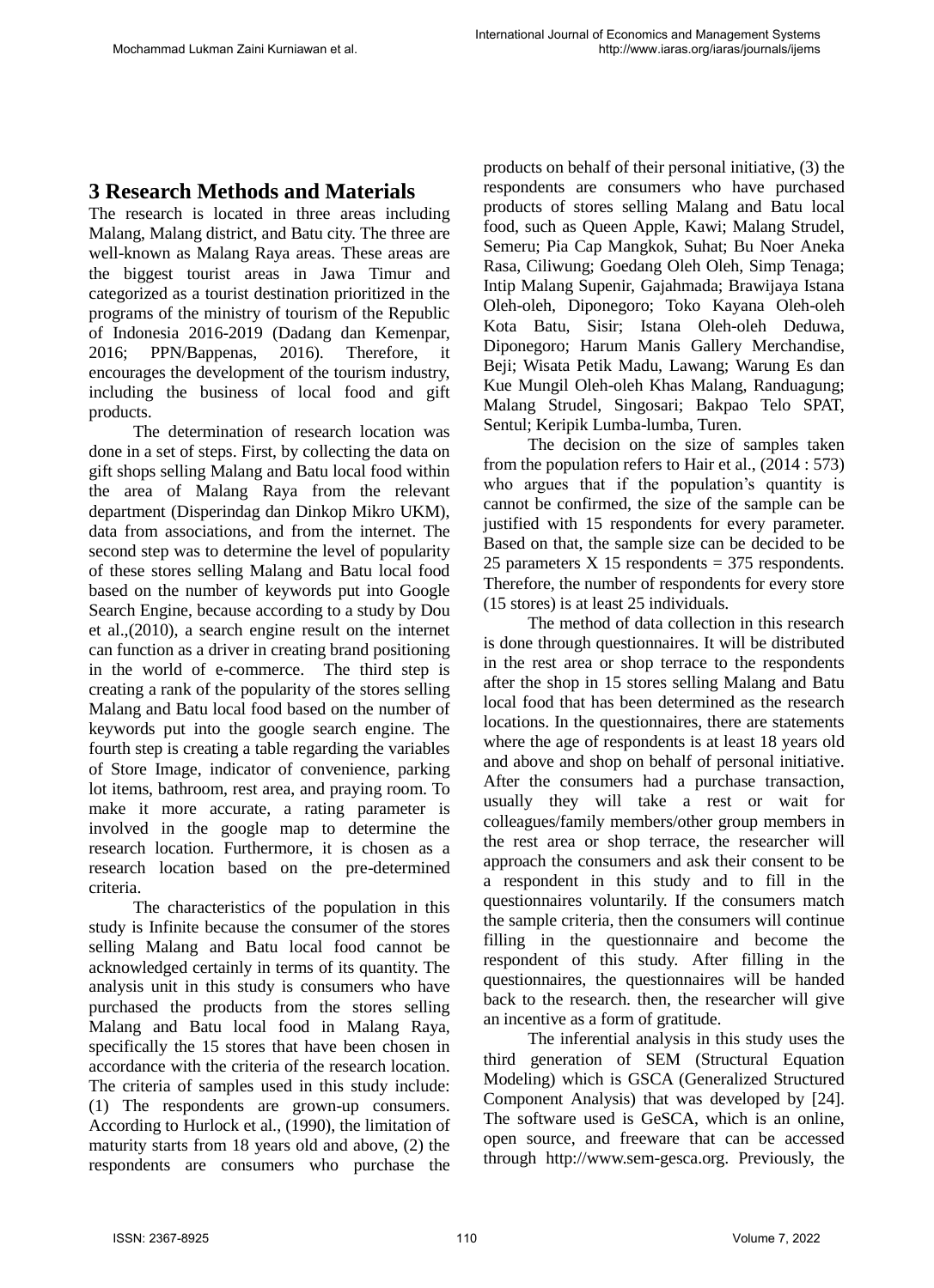## 3 Research Methods and Materials

The research is located in three areas including Malang, Malang district, and Batu city. The three are well-known as Malang Raya areas. These areas are the biggest tourist areas in Jawa Timur and categorized as a tourist destination prioritized in the programs of the ministry of tourism of the Republic of Indonesia 2016-2019 (Dadang dan Kemenpar, 2016; PPN/Bappenas, 2016). Therefore, it encourages the development of the tourism industry, including the business of local food and gift products.

The determination of research location was done in a set of steps. First, by collecting the data on gift shops selling Malang and Batu local food within the area of Malang Raya from the relevant department (Disperindag dan Dinkop Mikro UKM), data from associations, and from the internet. The second step was to determine the level of popularity of these stores selling Malang and Batu local food based on the number of keywords put into Google Search Engine, because according to a study by Dou et al.,(2010), a search engine result on the internet can function as a driver in creating brand positioning in the world of e-commerce. The third step is creating a rank of the popularity of the stores selling Malang and Batu local food based on the number of keywords put into the google search engine. The fourth step is creating a table regarding the variables of Store Image, indicator of convenience, parking lot items, bathroom, rest area, and praying room. To make it more accurate, a rating parameter is involved in the google map to determine the research location. Furthermore, it is chosen as a research location based on the pre-determined criteria.

The characteristics of the population in this study is Infinite because the consumer of the stores selling Malang and Batu local food cannot be acknowledged certainly in terms of its quantity. The analysis unit in this study is consumers who have purchased the products from the stores selling Malang and Batu local food in Malang Raya, specifically the 15 stores that have been chosen in accordance with the criteria of the research location. The criteria of samples used in this study include: (1) The respondents are grown-up consumers. According to Hurlock et al., (1990), the limitation of maturity starts from 18 years old and above, (2) the respondents are consumers who purchase the products on behalf of their personal initiative, (3) the respondents are consumers who have purchased products of stores selling Malang and Batu local food, such as Queen Apple, Kawi; Malang Strudel, Semeru; Pia Cap Mangkok, Suhat; Bu Noer Aneka Rasa, Ciliwung; Goedang Oleh Oleh, Simp Tenaga; Intip Malang Supenir, Gajahmada; Brawijaya Istana Oleh-oleh, Diponegoro; Toko Kayana Oleh-oleh Kota Batu, Sisir; Istana Oleh-oleh Deduwa, Diponegoro; Harum Manis Gallery Merchandise, Beji; Wisata Petik Madu, Lawang; Warung Es dan Kue Mungil Oleh-oleh Khas Malang, Randuagung; Malang Strudel, Singosari; Bakpao Telo SPAT, Sentul; Keripik Lumba-lumba, Turen.

The decision on the size of samples taken from the population refers to Hair et al., (2014 : 573) who argues that if the population's quantity is cannot be confirmed, the size of the sample can be justified with 15 respondents for every parameter. Based on that, the sample size can be decided to be 25 parameters X 15 respondents = 375 respondents. Therefore, the number of respondents for every store (15 stores) is at least 25 individuals.

The method of data collection in this research is done through questionnaires. It will be distributed in the rest area or shop terrace to the respondents after the shop in 15 stores selling Malang and Batu local food that has been determined as the research locations. In the questionnaires, there are statements where the age of respondents is at least 18 years old and above and shop on behalf of personal initiative. After the consumers had a purchase transaction, usually they will take a rest or wait for colleagues/family members/other group members in the rest area or shop terrace, the researcher will approach the consumers and ask their consent to be a respondent in this study and to fill in the questionnaires voluntarily. If the consumers match the sample criteria, then the consumers will continue filling in the questionnaire and become the respondent of this study. After filling in the questionnaires, the questionnaires will be handed back to the research. then, the researcher will give an incentive as a form of gratitude.

The inferential analysis in this study uses the third generation of SEM (Structural Equation Modeling) which is GSCA (Generalized Structured Component Analysis) that was developed by [24]. The software used is GeSCA, which is an online, open source, and freeware that can be accessed through http://www.sem-gesca.org. Previously, the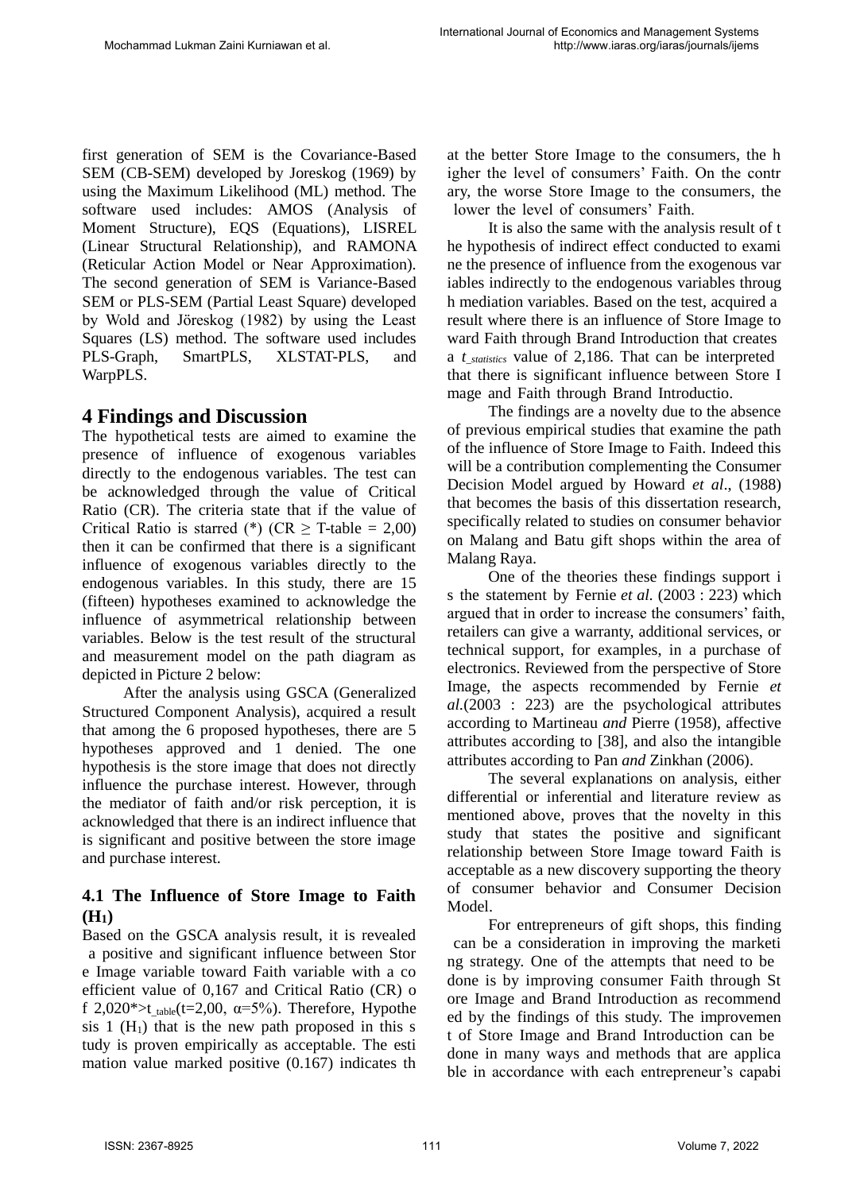first generation of SEM is the Covariance-Based SEM (CB-SEM) developed by Joreskog (1969) by using the Maximum Likelihood (ML) method. The software used includes: AMOS (Analysis of Moment Structure), EQS (Equations), LISREL (Linear Structural Relationship), and RAMONA (Reticular Action Model or Near Approximation). The second generation of SEM is Variance-Based SEM or PLS-SEM (Partial Least Square) developed by Wold and Jöreskog (1982) by using the Least Squares (LS) method. The software used includes PLS-Graph, SmartPLS, XLSTAT-PLS, and WarpPLS.

# 4 Findings and Discussion

The hypothetical tests are aimed to examine the presence of influence of exogenous variables directly to the endogenous variables. The test can be acknowledged through the value of Critical Ratio (CR). The criteria state that if the value of Critical Ratio is starred (*) (CR $\geq$ T-table = 2,00) then it can be confirmed that there is a significant influence of exogenous variables directly to the endogenous variables. In this study, there are 15 (fifteen) hypotheses examined to acknowledge the influence of asymmetrical relationship between variables. Below is the test result of the structural and measurement model on the path diagram as depicted in Picture 2 below:

After the analysis using GSCA (Generalized Structured Component Analysis), acquired a result that among the 6 proposed hypotheses, there are 5 hypotheses approved and 1 denied. The one hypothesis is the store image that does not directly influence the purchase interest. However, through the mediator of faith and/or risk perception, it is acknowledged that there is an indirect influence that is significant and positive between the store image and purchase interest.

## 4.1 The Influence of Store Image to Faith ($H_1$)

Based on the GSCA analysis result, it is revealed a positive and significant influence between Store Image variable toward Faith variable with a coefficient value of 0,167 and Critical Ratio (CR) of 2,020*>$t_{\_table}$(t=2,00, $\alpha$=5%). Therefore, Hypothesis 1 ($H_1$) that is the new path proposed in this study is proven empirically as acceptable. The estimation value marked positive (0.167) indicates that the better Store Image to the consumers, the higher the level of consumers' Faith. On the contrary, the worse Store Image to the consumers, the lower the level of consumers' Faith.

It is also the same with the analysis result of the hypothesis of indirect effect conducted to examine the presence of influence from the exogenous variables indirectly to the endogenous variables through mediation variables. Based on the test, acquired a result where there is an influence of Store Image toward Faith through Brand Introduction that creates a $t_{\_statistics}$ value of 2,186. That can be interpreted that there is significant influence between Store Image and Faith through Brand Introductio.

The findings are a novelty due to the absence of previous empirical studies that examine the path of the influence of Store Image to Faith. Indeed this will be a contribution complementing the Consumer Decision Model argued by Howard *et al*., (1988) that becomes the basis of this dissertation research, specifically related to studies on consumer behavior on Malang and Batu gift shops within the area of Malang Raya.

One of the theories these findings support is the statement by Fernie *et al.* (2003 : 223) which argued that in order to increase the consumers' faith, retailers can give a warranty, additional services, or technical support, for examples, in a purchase of electronics. Reviewed from the perspective of Store Image, the aspects recommended by Fernie *et al.*(2003 : 223) are the psychological attributes according to Martineau *and* Pierre (1958), affective attributes according to [38], and also the intangible attributes according to Pan *and* Zinkhan (2006).

The several explanations on analysis, either differential or inferential and literature review as mentioned above, proves that the novelty in this study that states the positive and significant relationship between Store Image toward Faith is acceptable as a new discovery supporting the theory of consumer behavior and Consumer Decision Model.

For entrepreneurs of gift shops, this finding can be a consideration in improving the marketing strategy. One of the attempts that need to be done is by improving consumer Faith through Store Image and Brand Introduction as recommended by the findings of this study. The improvement of Store Image and Brand Introduction can be done in many ways and methods that are applicable in accordance with each entrepreneur's capabi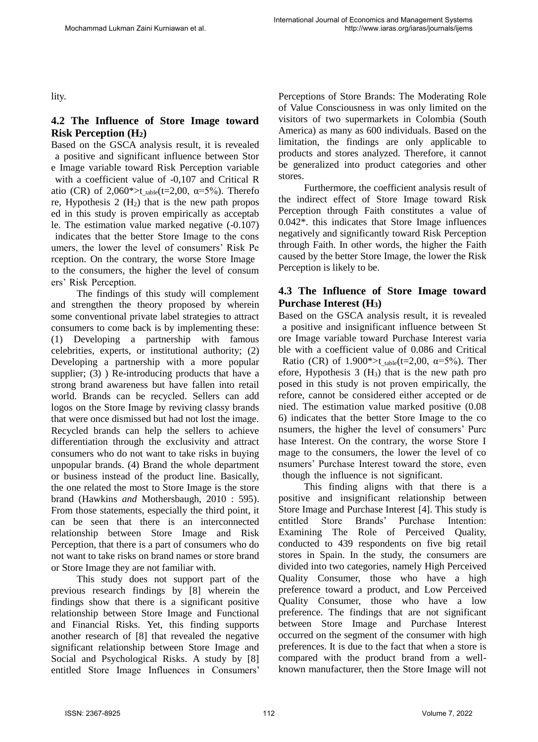lity.

## 4.2 The Influence of Store Image toward Risk Perception ($H_2$)

Based on the GSCA analysis result, it is revealed a positive and significant influence between Store Image variable toward Risk Perception variable with a coefficient value of -0,107 and Critical Ratio (CR) of 2,060*>$t_{\_table}$(t=2,00, α=5%). Therefore, Hypothesis 2 ($H_2$) that is the new path proposed in this study is proven empirically as acceptable. The estimation value marked negative (-0.107) indicates that the better Store Image to the consumers, the lower the level of consumers' Risk Perception. On the contrary, the worse Store Image to the consumers, the higher the level of consumers' Risk Perception.

The findings of this study will complement and strengthen the theory proposed by wherein some conventional private label strategies to attract consumers to come back is by implementing these: (1) Developing a partnership with famous celebrities, experts, or institutional authority; (2) Developing a partnership with a more popular supplier; (3) ) Re-introducing products that have a strong brand awareness but have fallen into retail world. Brands can be recycled. Sellers can add logos on the Store Image by reviving classy brands that were once dismissed but had not lost the image. Recycled brands can help the sellers to achieve differentiation through the exclusivity and attract consumers who do not want to take risks in buying unpopular brands. (4) Brand the whole department or business instead of the product line. Basically, the one related the most to Store Image is the store brand (Hawkins *and* Mothersbaugh, 2010 : 595). From those statements, especially the third point, it can be seen that there is an interconnected relationship between Store Image and Risk Perception, that there is a part of consumers who do not want to take risks on brand names or store brand or Store Image they are not familiar with.

This study does not support part of the previous research findings by [8] wherein the findings show that there is a significant positive relationship between Store Image and Functional and Financial Risks. Yet, this finding supports another research of [8] that revealed the negative significant relationship between Store Image and Social and Psychological Risks. A study by [8] entitled Store Image Influences in Consumers' Perceptions of Store Brands: The Moderating Role of Value Consciousness in was only limited on the visitors of two supermarkets in Colombia (South America) as many as 600 individuals. Based on the limitation, the findings are only applicable to products and stores analyzed. Therefore, it cannot be generalized into product categories and other stores.

Furthermore, the coefficient analysis result of the indirect effect of Store Image toward Risk Perception through Faith constitutes a value of 0.042*. this indicates that Store Image influences negatively and significantly toward Risk Perception through Faith. In other words, the higher the Faith caused by the better Store Image, the lower the Risk Perception is likely to be.

## 4.3 The Influence of Store Image toward Purchase Interest ($H_3$)

Based on the GSCA analysis result, it is revealed a positive and insignificant influence between Store Image variable toward Purchase Interest variable with a coefficient value of 0.086 and Critical Ratio (CR) of 1.900*>$t_{\_table}$(t=2,00, α=5%). Therefore, Hypothesis 3 ($H_3$) that is the new path proposed in this study is not proven empirically, therefore, cannot be considered either accepted or denied. The estimation value marked positive (0.086) indicates that the better Store Image to the consumers, the higher the level of consumers' Purchase Interest. On the contrary, the worse Store Image to the consumers, the lower the level of consumers' Purchase Interest toward the store, even though the influence is not significant.

This finding aligns with that there is a positive and insignificant relationship between Store Image and Purchase Interest [4]. This study is entitled Store Brands' Purchase Intention: Examining The Role of Perceived Quality, conducted to 439 respondents on five big retail stores in Spain. In the study, the consumers are divided into two categories, namely High Perceived Quality Consumer, those who have a high preference toward a product, and Low Perceived Quality Consumer, those who have a low preference. The findings that are not significant between Store Image and Purchase Interest occurred on the segment of the consumer with high preferences. It is due to the fact that when a store is compared with the product brand from a well-known manufacturer, then the Store Image will not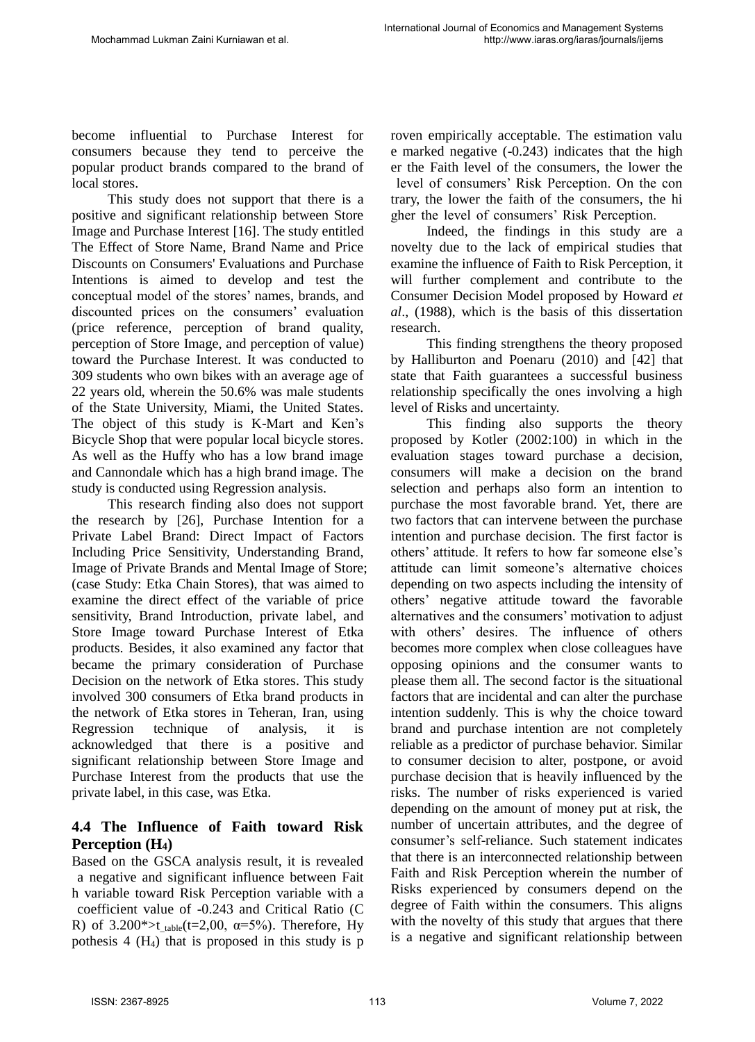become influential to Purchase Interest for consumers because they tend to perceive the popular product brands compared to the brand of local stores.

This study does not support that there is a positive and significant relationship between Store Image and Purchase Interest [16]. The study entitled The Effect of Store Name, Brand Name and Price Discounts on Consumers' Evaluations and Purchase Intentions is aimed to develop and test the conceptual model of the stores' names, brands, and discounted prices on the consumers' evaluation (price reference, perception of brand quality, perception of Store Image, and perception of value) toward the Purchase Interest. It was conducted to 309 students who own bikes with an average age of 22 years old, wherein the 50.6% was male students of the State University, Miami, the United States. The object of this study is K-Mart and Ken's Bicycle Shop that were popular local bicycle stores. As well as the Huffy who has a low brand image and Cannondale which has a high brand image. The study is conducted using Regression analysis.

This research finding also does not support the research by [26], Purchase Intention for a Private Label Brand: Direct Impact of Factors Including Price Sensitivity, Understanding Brand, Image of Private Brands and Mental Image of Store; (case Study: Etka Chain Stores), that was aimed to examine the direct effect of the variable of price sensitivity, Brand Introduction, private label, and Store Image toward Purchase Interest of Etka products. Besides, it also examined any factor that became the primary consideration of Purchase Decision on the network of Etka stores. This study involved 300 consumers of Etka brand products in the network of Etka stores in Teheran, Iran, using Regression technique of analysis, it is acknowledged that there is a positive and significant relationship between Store Image and Purchase Interest from the products that use the private label, in this case, was Etka.

## 4.4 The Influence of Faith toward Risk Perception ($H_4$)

Based on the GSCA analysis result, it is revealed a negative and significant influence between Faith variable toward Risk Perception variable with a coefficient value of -0.243 and Critical Ratio (CR) of $3.200^{*} > t_{\_table}(t{=}2{,}00,\ \alpha{=}5\%)$. Therefore, Hypothesis 4 ($H_4$) that is proposed in this study is proven empirically acceptable. The estimation value marked negative (-0.243) indicates that the higher the Faith level of the consumers, the lower the level of consumers' Risk Perception. On the contrary, the lower the faith of the consumers, the higher the level of consumers' Risk Perception.

Indeed, the findings in this study are a novelty due to the lack of empirical studies that examine the influence of Faith to Risk Perception, it will further complement and contribute to the Consumer Decision Model proposed by Howard *et al*., (1988), which is the basis of this dissertation research.

This finding strengthens the theory proposed by Halliburton and Poenaru (2010) and [42] that state that Faith guarantees a successful business relationship specifically the ones involving a high level of Risks and uncertainty.

This finding also supports the theory proposed by Kotler (2002:100) in which in the evaluation stages toward purchase a decision, consumers will make a decision on the brand selection and perhaps also form an intention to purchase the most favorable brand. Yet, there are two factors that can intervene between the purchase intention and purchase decision. The first factor is others' attitude. It refers to how far someone else's attitude can limit someone's alternative choices depending on two aspects including the intensity of others' negative attitude toward the favorable alternatives and the consumers' motivation to adjust with others' desires. The influence of others becomes more complex when close colleagues have opposing opinions and the consumer wants to please them all. The second factor is the situational factors that are incidental and can alter the purchase intention suddenly. This is why the choice toward brand and purchase intention are not completely reliable as a predictor of purchase behavior. Similar to consumer decision to alter, postpone, or avoid purchase decision that is heavily influenced by the risks. The number of risks experienced is varied depending on the amount of money put at risk, the number of uncertain attributes, and the degree of consumer's self-reliance. Such statement indicates that there is an interconnected relationship between Faith and Risk Perception wherein the number of Risks experienced by consumers depend on the degree of Faith within the consumers. This aligns with the novelty of this study that argues that there is a negative and significant relationship between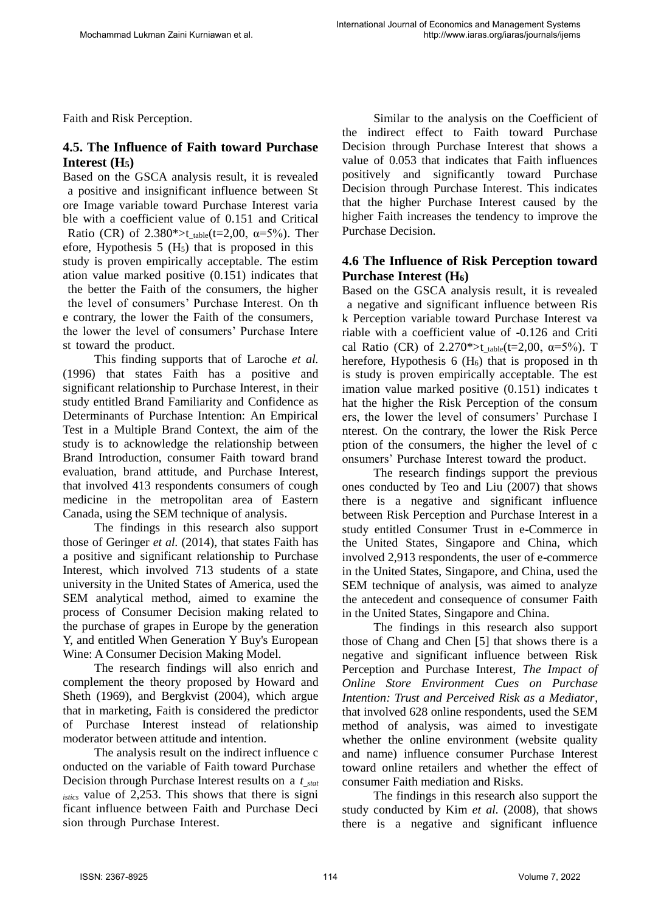Faith and Risk Perception.

### 4.5. The Influence of Faith toward Purchase Interest ($H_5$)

Based on the GSCA analysis result, it is revealed a positive and insignificant influence between Store Image variable toward Purchase Interest variable with a coefficient value of 0.151 and Critical Ratio (CR) of 2.380*>$t_{\_table}$(t=2,00, α=5%). Therefore, Hypothesis 5 ($H_5$) that is proposed in this study is proven empirically acceptable. The estimation value marked positive (0.151) indicates that the better the Faith of the consumers, the higher the level of consumers' Purchase Interest. On the contrary, the lower the Faith of the consumers, the lower the level of consumers' Purchase Interest toward the product.

This finding supports that of Laroche *et al.* (1996) that states Faith has a positive and significant relationship to Purchase Interest, in their study entitled Brand Familiarity and Confidence as Determinants of Purchase Intention: An Empirical Test in a Multiple Brand Context, the aim of the study is to acknowledge the relationship between Brand Introduction, consumer Faith toward brand evaluation, brand attitude, and Purchase Interest, that involved 413 respondents consumers of cough medicine in the metropolitan area of Eastern Canada, using the SEM technique of analysis.

The findings in this research also support those of Geringer *et al.* (2014), that states Faith has a positive and significant relationship to Purchase Interest, which involved 713 students of a state university in the United States of America, used the SEM analytical method, aimed to examine the process of Consumer Decision making related to the purchase of grapes in Europe by the generation Y, and entitled When Generation Y Buy's European Wine: A Consumer Decision Making Model.

The research findings will also enrich and complement the theory proposed by Howard and Sheth (1969), and Bergkvist (2004), which argue that in marketing, Faith is considered the predictor of Purchase Interest instead of relationship moderator between attitude and intention.

The analysis result on the indirect influence conducted on the variable of Faith toward Purchase Decision through Purchase Interest results on a $t_{\_statistics}$ value of 2,253. This shows that there is significant influence between Faith and Purchase Decision through Purchase Interest.

Similar to the analysis on the Coefficient of the indirect effect to Faith toward Purchase Decision through Purchase Interest that shows a value of 0.053 that indicates that Faith influences positively and significantly toward Purchase Decision through Purchase Interest. This indicates that the higher Purchase Interest caused by the higher Faith increases the tendency to improve the Purchase Decision.

### 4.6 The Influence of Risk Perception toward Purchase Interest ($H_6$)

Based on the GSCA analysis result, it is revealed a negative and significant influence between Risk Perception variable toward Purchase Interest variable with a coefficient value of -0.126 and Critical Ratio (CR) of 2.270*>$t_{\_table}$(t=2,00, α=5%). Therefore, Hypothesis 6 ($H_6$) that is proposed in this study is proven empirically acceptable. The estimation value marked positive (0.151) indicates that the higher the Risk Perception of the consumers, the lower the level of consumers' Purchase Interest. On the contrary, the lower the Risk Perception of the consumers, the higher the level of consumers' Purchase Interest toward the product.

The research findings support the previous ones conducted by Teo and Liu (2007) that shows there is a negative and significant influence between Risk Perception and Purchase Interest in a study entitled Consumer Trust in e-Commerce in the United States, Singapore and China, which involved 2,913 respondents, the user of e-commerce in the United States, Singapore, and China, used the SEM technique of analysis, was aimed to analyze the antecedent and consequence of consumer Faith in the United States, Singapore and China.

The findings in this research also support those of Chang and Chen [5] that shows there is a negative and significant influence between Risk Perception and Purchase Interest, *The Impact of Online Store Environment Cues on Purchase Intention: Trust and Perceived Risk as a Mediator*, that involved 628 online respondents, used the SEM method of analysis, was aimed to investigate whether the online environment (website quality and name) influence consumer Purchase Interest toward online retailers and whether the effect of consumer Faith mediation and Risks.

The findings in this research also support the study conducted by Kim *et al.* (2008), that shows there is a negative and significant influence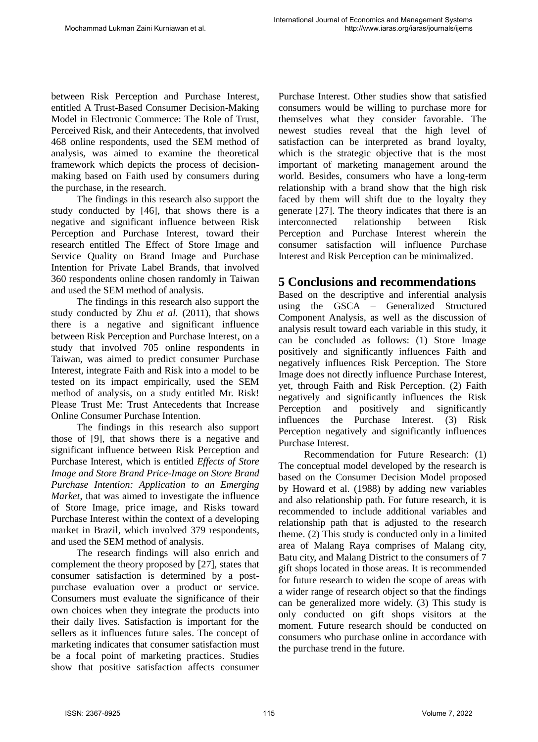between Risk Perception and Purchase Interest, entitled A Trust-Based Consumer Decision-Making Model in Electronic Commerce: The Role of Trust, Perceived Risk, and their Antecedents, that involved 468 online respondents, used the SEM method of analysis, was aimed to examine the theoretical framework which depicts the process of decision-making based on Faith used by consumers during the purchase, in the research.

The findings in this research also support the study conducted by [46], that shows there is a negative and significant influence between Risk Perception and Purchase Interest, toward their research entitled The Effect of Store Image and Service Quality on Brand Image and Purchase Intention for Private Label Brands, that involved 360 respondents online chosen randomly in Taiwan and used the SEM method of analysis.

The findings in this research also support the study conducted by Zhu *et al.* (2011), that shows there is a negative and significant influence between Risk Perception and Purchase Interest, on a study that involved 705 online respondents in Taiwan, was aimed to predict consumer Purchase Interest, integrate Faith and Risk into a model to be tested on its impact empirically, used the SEM method of analysis, on a study entitled Mr. Risk! Please Trust Me: Trust Antecedents that Increase Online Consumer Purchase Intention.

The findings in this research also support those of [9], that shows there is a negative and significant influence between Risk Perception and Purchase Interest, which is entitled *Effects of Store Image and Store Brand Price-Image on Store Brand Purchase Intention: Application to an Emerging Market*, that was aimed to investigate the influence of Store Image, price image, and Risks toward Purchase Interest within the context of a developing market in Brazil, which involved 379 respondents, and used the SEM method of analysis.

The research findings will also enrich and complement the theory proposed by [27], states that consumer satisfaction is determined by a post-purchase evaluation over a product or service. Consumers must evaluate the significance of their own choices when they integrate the products into their daily lives. Satisfaction is important for the sellers as it influences future sales. The concept of marketing indicates that consumer satisfaction must be a focal point of marketing practices. Studies show that positive satisfaction affects consumer Purchase Interest. Other studies show that satisfied consumers would be willing to purchase more for themselves what they consider favorable. The newest studies reveal that the high level of satisfaction can be interpreted as brand loyalty, which is the strategic objective that is the most important of marketing management around the world. Besides, consumers who have a long-term relationship with a brand show that the high risk faced by them will shift due to the loyalty they generate [27]. The theory indicates that there is an interconnected relationship between Risk Perception and Purchase Interest wherein the consumer satisfaction will influence Purchase Interest and Risk Perception can be minimalized.

# 5 Conclusions and recommendations

Based on the descriptive and inferential analysis using the GSCA – Generalized Structured Component Analysis, as well as the discussion of analysis result toward each variable in this study, it can be concluded as follows: (1) Store Image positively and significantly influences Faith and negatively influences Risk Perception. The Store Image does not directly influence Purchase Interest, yet, through Faith and Risk Perception. (2) Faith negatively and significantly influences the Risk Perception and positively and significantly influences the Purchase Interest. (3) Risk Perception negatively and significantly influences Purchase Interest.

Recommendation for Future Research: (1) The conceptual model developed by the research is based on the Consumer Decision Model proposed by Howard et al. (1988) by adding new variables and also relationship path. For future research, it is recommended to include additional variables and relationship path that is adjusted to the research theme. (2) This study is conducted only in a limited area of Malang Raya comprises of Malang city, Batu city, and Malang District to the consumers of 7 gift shops located in those areas. It is recommended for future research to widen the scope of areas with a wider range of research object so that the findings can be generalized more widely. (3) This study is only conducted on gift shops visitors at the moment. Future research should be conducted on consumers who purchase online in accordance with the purchase trend in the future.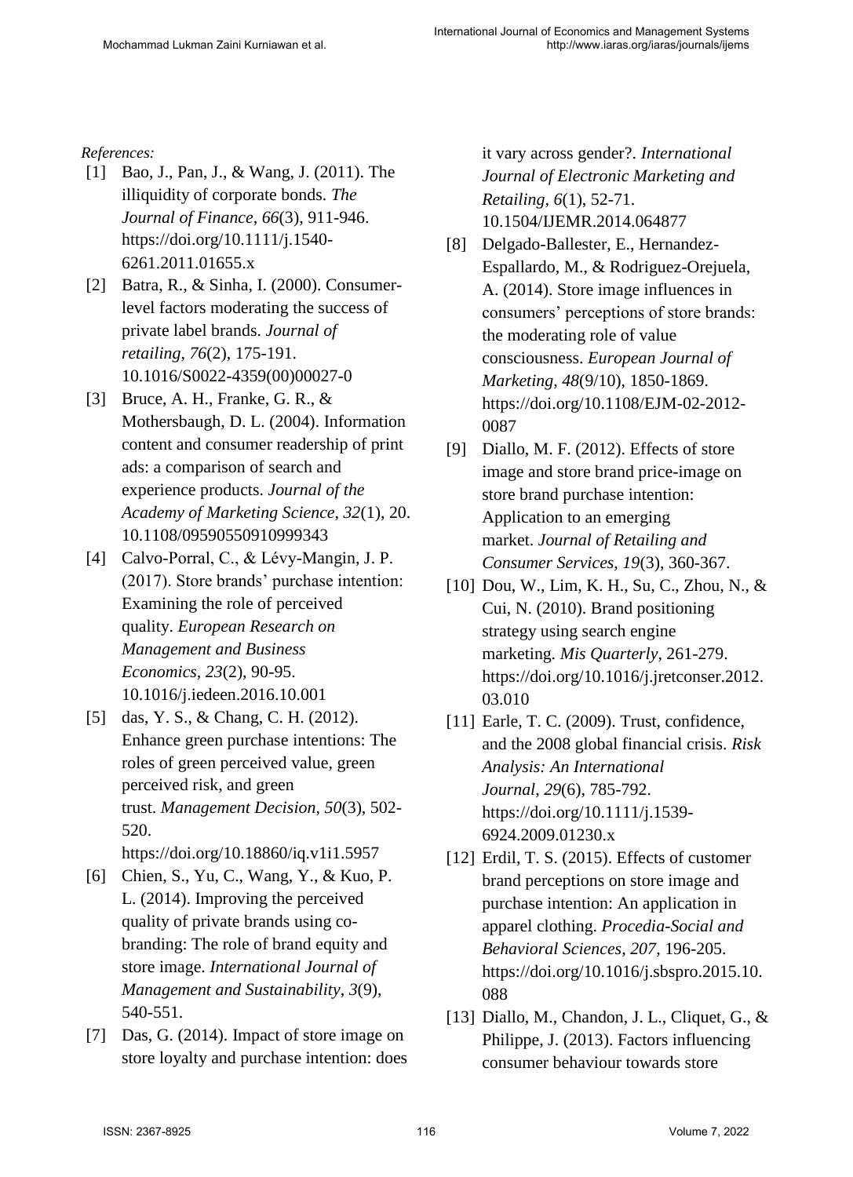*References:*

[1] Bao, J., Pan, J., & Wang, J. (2011). The illiquidity of corporate bonds. *The Journal of Finance*, *66*(3), 911-946. https://doi.org/10.1111/j.1540-6261.2011.01655.x

[2] Batra, R., & Sinha, I. (2000). Consumer-level factors moderating the success of private label brands. *Journal of retailing*, *76*(2), 175-191. 10.1016/S0022-4359(00)00027-0

[3] Bruce, A. H., Franke, G. R., & Mothersbaugh, D. L. (2004). Information content and consumer readership of print ads: a comparison of search and experience products. *Journal of the Academy of Marketing Science*, *32*(1), 20. 10.1108/09590550910999343

[4] Calvo-Porral, C., & Lévy-Mangin, J. P. (2017). Store brands' purchase intention: Examining the role of perceived quality. *European Research on Management and Business Economics*, *23*(2), 90-95. 10.1016/j.iedeen.2016.10.001

[5] das, Y. S., & Chang, C. H. (2012). Enhance green purchase intentions: The roles of green perceived value, green perceived risk, and green trust. *Management Decision*, *50*(3), 502-520. https://doi.org/10.18860/iq.v1i1.5957

[6] Chien, S., Yu, C., Wang, Y., & Kuo, P. L. (2014). Improving the perceived quality of private brands using co-branding: The role of brand equity and store image. *International Journal of Management and Sustainability*, *3*(9), 540-551.

[7] Das, G. (2014). Impact of store image on store loyalty and purchase intention: does it vary across gender?. *International Journal of Electronic Marketing and Retailing*, *6*(1), 52-71. 10.1504/IJEMR.2014.064877

[8] Delgado-Ballester, E., Hernandez-Espallardo, M., & Rodriguez-Orejuela, A. (2014). Store image influences in consumers' perceptions of store brands: the moderating role of value consciousness. *European Journal of Marketing*, *48*(9/10), 1850-1869. https://doi.org/10.1108/EJM-02-2012-0087

[9] Diallo, M. F. (2012). Effects of store image and store brand price-image on store brand purchase intention: Application to an emerging market. *Journal of Retailing and Consumer Services*, *19*(3), 360-367.

[10] Dou, W., Lim, K. H., Su, C., Zhou, N., & Cui, N. (2010). Brand positioning strategy using search engine marketing. *Mis Quarterly*, 261-279. https://doi.org/10.1016/j.jretconser.2012.03.010

[11] Earle, T. C. (2009). Trust, confidence, and the 2008 global financial crisis. *Risk Analysis: An International Journal*, *29*(6), 785-792. https://doi.org/10.1111/j.1539-6924.2009.01230.x

[12] Erdil, T. S. (2015). Effects of customer brand perceptions on store image and purchase intention: An application in apparel clothing. *Procedia-Social and Behavioral Sciences*, *207*, 196-205. https://doi.org/10.1016/j.sbspro.2015.10.088

[13] Diallo, M., Chandon, J. L., Cliquet, G., & Philippe, J. (2013). Factors influencing consumer behaviour towards store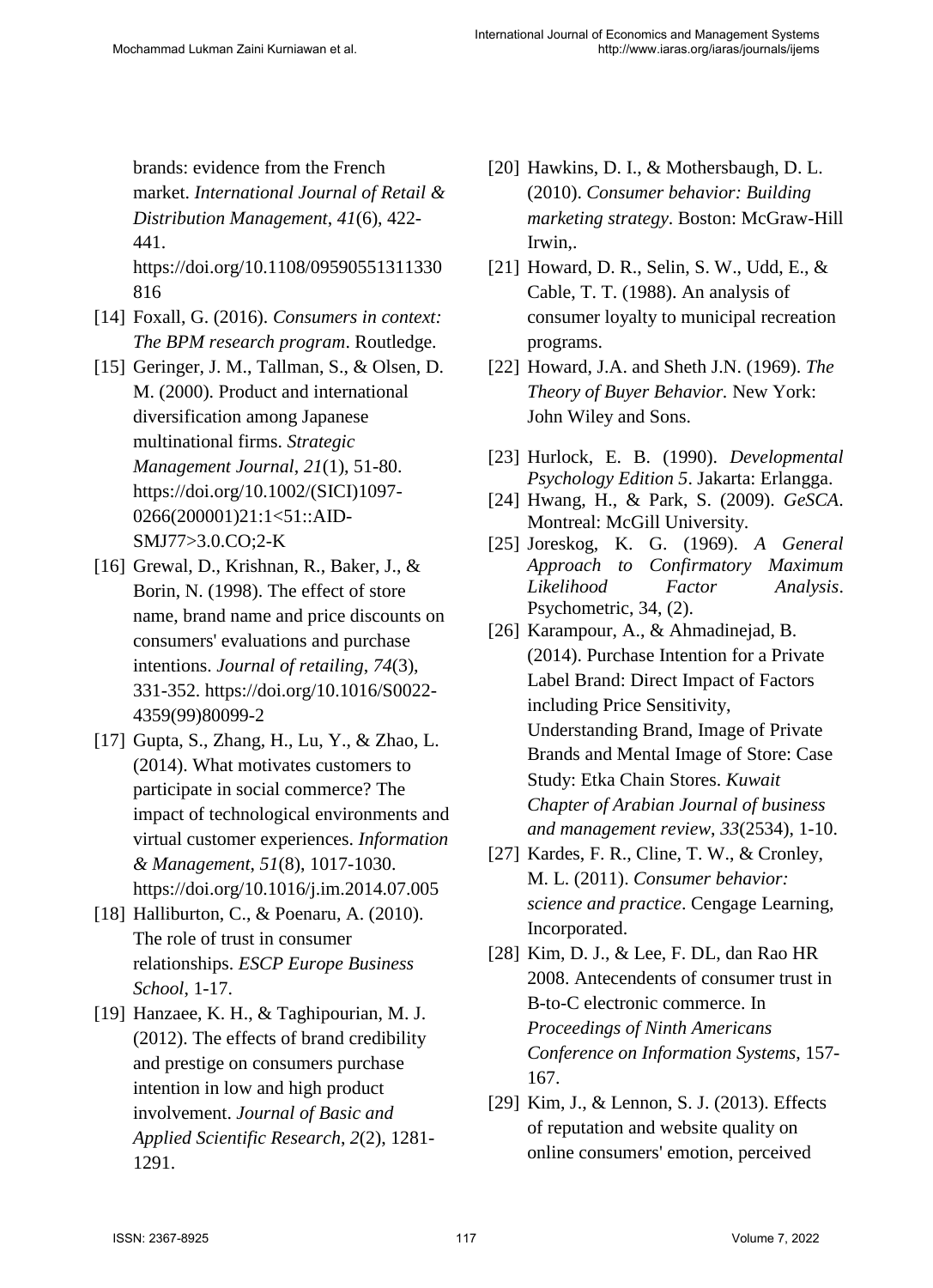brands: evidence from the French market. *International Journal of Retail & Distribution Management*, *41*(6), 422-441. https://doi.org/10.1108/09590551311330816

[14] Foxall, G. (2016). *Consumers in context: The BPM research program*. Routledge.

[15] Geringer, J. M., Tallman, S., & Olsen, D. M. (2000). Product and international diversification among Japanese multinational firms. *Strategic Management Journal*, *21*(1), 51-80. https://doi.org/10.1002/(SICI)1097-0266(200001)21:1<51::AID-SMJ77>3.0.CO;2-K

[16] Grewal, D., Krishnan, R., Baker, J., & Borin, N. (1998). The effect of store name, brand name and price discounts on consumers' evaluations and purchase intentions. *Journal of retailing*, *74*(3), 331-352. https://doi.org/10.1016/S0022-4359(99)80099-2

[17] Gupta, S., Zhang, H., Lu, Y., & Zhao, L. (2014). What motivates customers to participate in social commerce? The impact of technological environments and virtual customer experiences. *Information & Management*, *51*(8), 1017-1030. https://doi.org/10.1016/j.im.2014.07.005

[18] Halliburton, C., & Poenaru, A. (2010). The role of trust in consumer relationships. *ESCP Europe Business School*, 1-17.

[19] Hanzaee, K. H., & Taghipourian, M. J. (2012). The effects of brand credibility and prestige on consumers purchase intention in low and high product involvement. *Journal of Basic and Applied Scientific Research*, *2*(2), 1281-1291.

[20] Hawkins, D. I., & Mothersbaugh, D. L. (2010). *Consumer behavior: Building marketing strategy*. Boston: McGraw-Hill Irwin,.

[21] Howard, D. R., Selin, S. W., Udd, E., & Cable, T. T. (1988). An analysis of consumer loyalty to municipal recreation programs.

[22] Howard, J.A. and Sheth J.N. (1969). *The Theory of Buyer Behavior.* New York: John Wiley and Sons.

[23] Hurlock, E. B. (1990). *Developmental Psychology Edition 5*. Jakarta: Erlangga.

[24] Hwang, H., & Park, S. (2009). *GeSCA*. Montreal: McGill University.

[25] Joreskog, K. G. (1969). *A General Approach to Confirmatory Maximum Likelihood Factor Analysis*. Psychometric, 34, (2).

[26] Karampour, A., & Ahmadinejad, B. (2014). Purchase Intention for a Private Label Brand: Direct Impact of Factors including Price Sensitivity, Understanding Brand, Image of Private Brands and Mental Image of Store: Case Study: Etka Chain Stores. *Kuwait Chapter of Arabian Journal of business and management review*, *33*(2534), 1-10.

[27] Kardes, F. R., Cline, T. W., & Cronley, M. L. (2011). *Consumer behavior: science and practice*. Cengage Learning, Incorporated.

[28] Kim, D. J., & Lee, F. DL, dan Rao HR 2008. Antecendents of consumer trust in B-to-C electronic commerce. In *Proceedings of Ninth Americans Conference on Information Systems*, 157-167.

[29] Kim, J., & Lennon, S. J. (2013). Effects of reputation and website quality on online consumers' emotion, perceived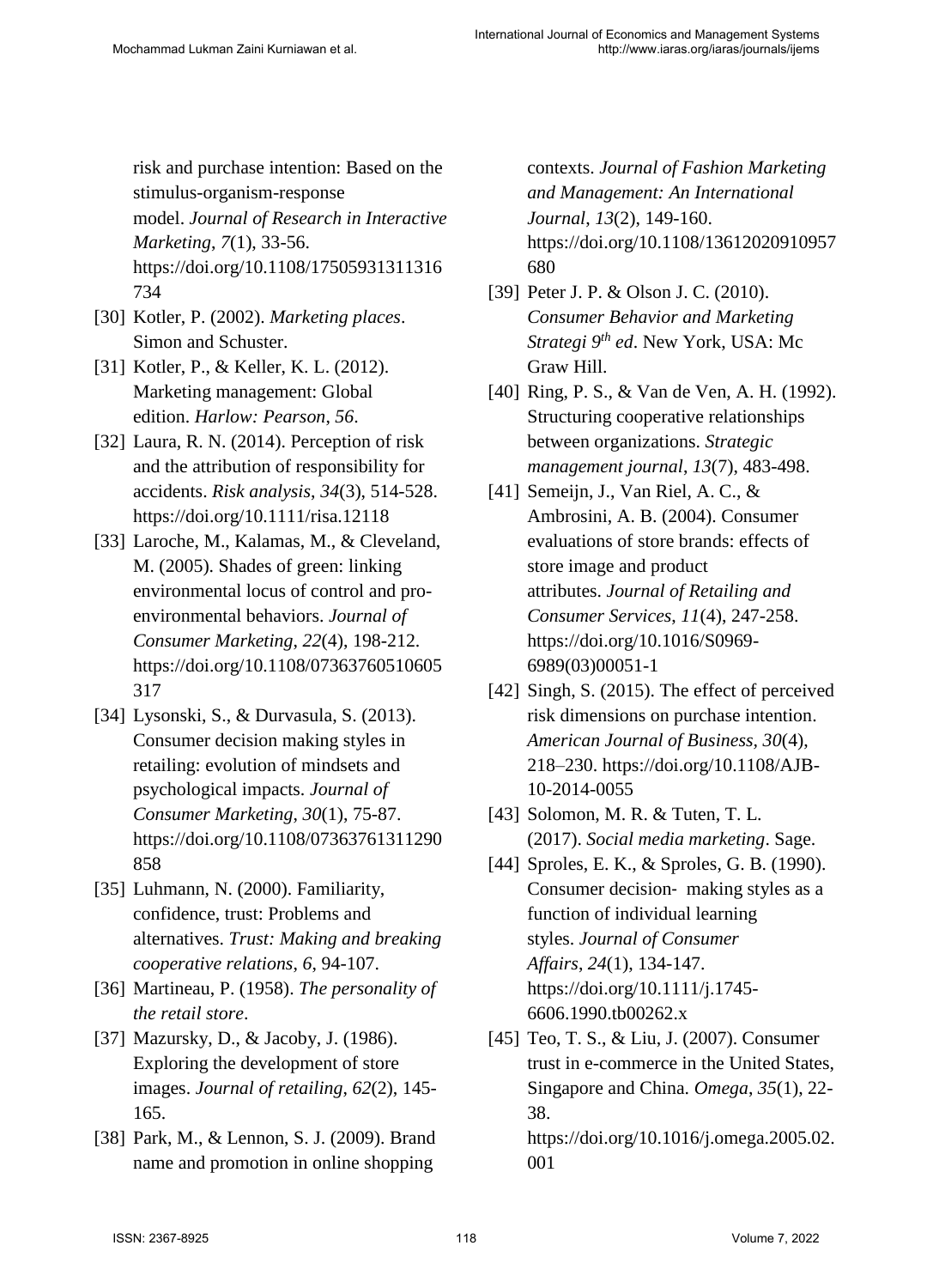risk and purchase intention: Based on the stimulus-organism-response model. *Journal of Research in Interactive Marketing*, *7*(1), 33-56. https://doi.org/10.1108/17505931311316734

[30] Kotler, P. (2002). *Marketing places*. Simon and Schuster.

[31] Kotler, P., & Keller, K. L. (2012). Marketing management: Global edition. *Harlow: Pearson*, *56*.

[32] Laura, R. N. (2014). Perception of risk and the attribution of responsibility for accidents. *Risk analysis*, *34*(3), 514-528. https://doi.org/10.1111/risa.12118

[33] Laroche, M., Kalamas, M., & Cleveland, M. (2005). Shades of green: linking environmental locus of control and pro-environmental behaviors. *Journal of Consumer Marketing*, *22*(4), 198-212. https://doi.org/10.1108/07363760510605317

[34] Lysonski, S., & Durvasula, S. (2013). Consumer decision making styles in retailing: evolution of mindsets and psychological impacts. *Journal of Consumer Marketing*, *30*(1), 75-87. https://doi.org/10.1108/07363761311290858

[35] Luhmann, N. (2000). Familiarity, confidence, trust: Problems and alternatives. *Trust: Making and breaking cooperative relations*, *6*, 94-107.

[36] Martineau, P. (1958). *The personality of the retail store*.

[37] Mazursky, D., & Jacoby, J. (1986). Exploring the development of store images. *Journal of retailing*, *62*(2), 145-165.

[38] Park, M., & Lennon, S. J. (2009). Brand name and promotion in online shopping contexts. *Journal of Fashion Marketing and Management: An International Journal*, *13*(2), 149-160. https://doi.org/10.1108/13612020910957680

[39] Peter J. P. & Olson J. C. (2010). *Consumer Behavior and Marketing Strategi 9th ed*. New York, USA: Mc Graw Hill.

[40] Ring, P. S., & Van de Ven, A. H. (1992). Structuring cooperative relationships between organizations. *Strategic management journal*, *13*(7), 483-498.

[41] Semeijn, J., Van Riel, A. C., & Ambrosini, A. B. (2004). Consumer evaluations of store brands: effects of store image and product attributes. *Journal of Retailing and Consumer Services*, *11*(4), 247-258. https://doi.org/10.1016/S0969-6989(03)00051-1

[42] Singh, S. (2015). The effect of perceived risk dimensions on purchase intention. *American Journal of Business*, *30*(4), 218–230. https://doi.org/10.1108/AJB-10-2014-0055

[43] Solomon, M. R. & Tuten, T. L. (2017). *Social media marketing*. Sage.

[44] Sproles, E. K., & Sproles, G. B. (1990). Consumer decision‐ making styles as a function of individual learning styles. *Journal of Consumer Affairs*, *24*(1), 134-147. https://doi.org/10.1111/j.1745-6606.1990.tb00262.x

[45] Teo, T. S., & Liu, J. (2007). Consumer trust in e-commerce in the United States, Singapore and China. *Omega*, *35*(1), 22-38. https://doi.org/10.1016/j.omega.2005.02.001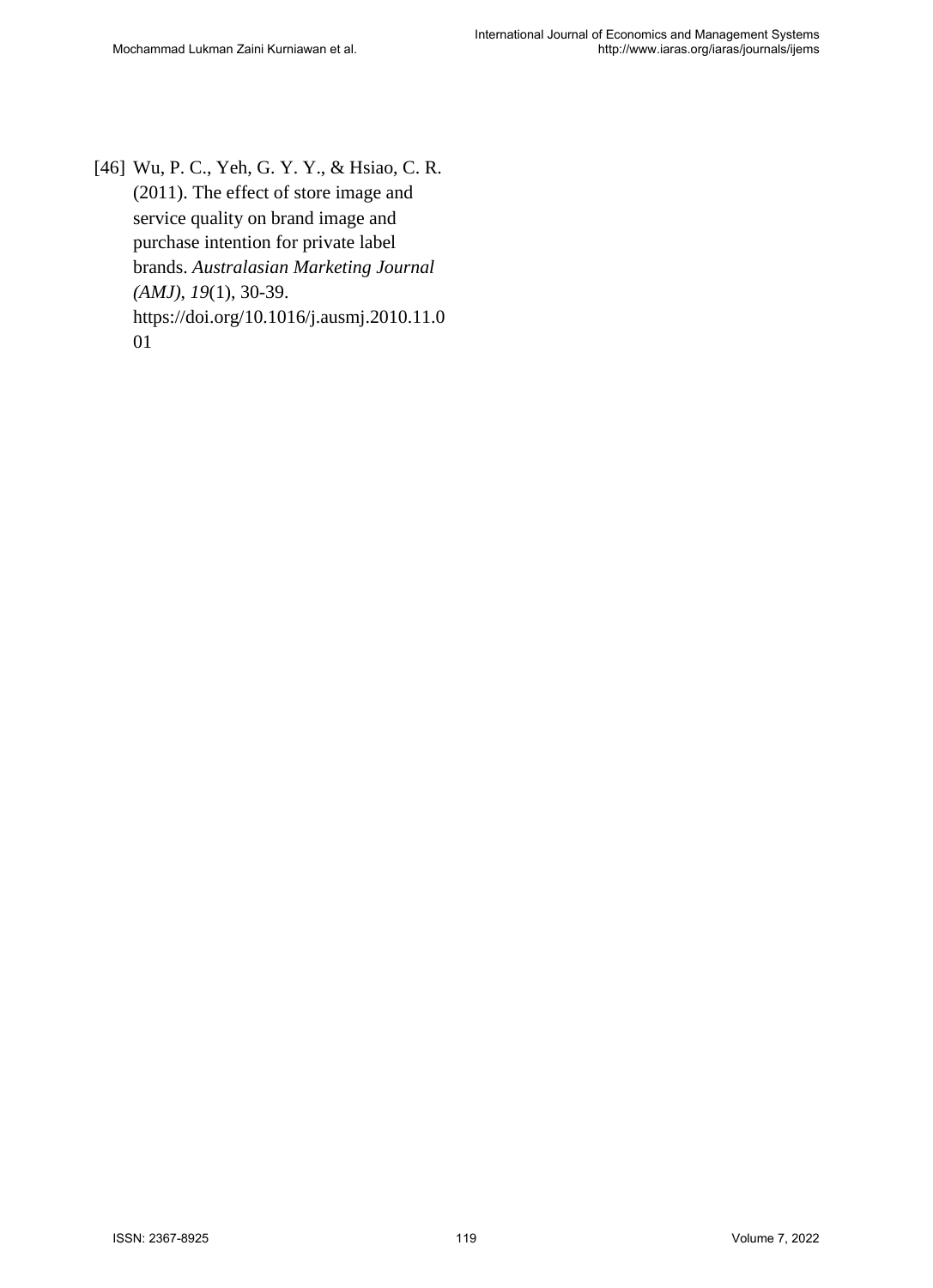[46] Wu, P. C., Yeh, G. Y. Y., & Hsiao, C. R. (2011). The effect of store image and service quality on brand image and purchase intention for private label brands. *Australasian Marketing Journal (AMJ)*, *19*(1), 30-39. https://doi.org/10.1016/j.ausmj.2010.11.001